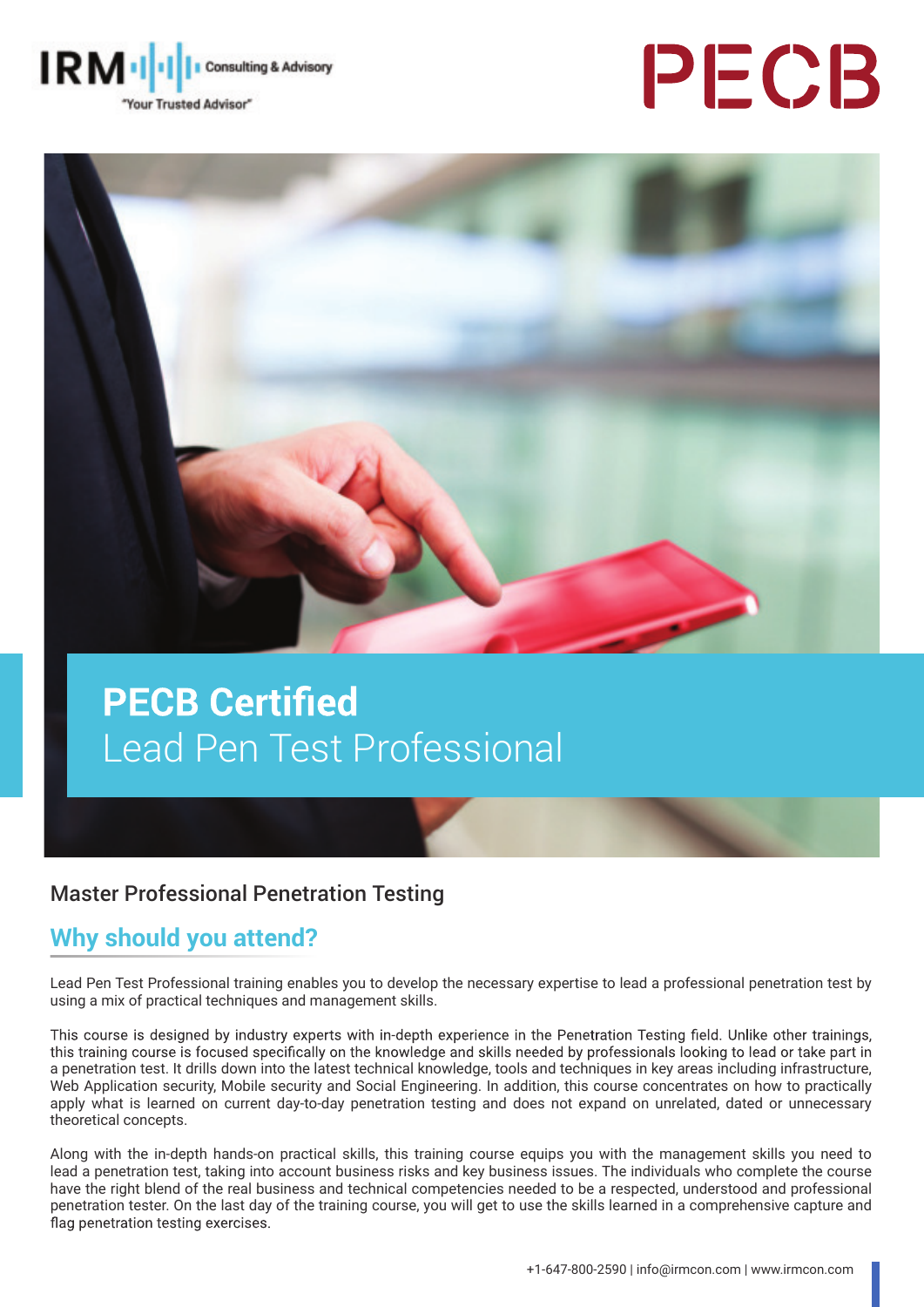IRM Consulting & Advisory
"Your Trusted Advisor"

PECB

# PECB Certified Lead Pen Test Professional

Master Professional Penetration Testing

## Why should you attend?

Lead Pen Test Professional training enables you to develop the necessary expertise to lead a professional penetration test by using a mix of practical techniques and management skills.

This course is designed by industry experts with in-depth experience in the Penetration Testing field. Unlike other trainings, this training course is focused specifically on the knowledge and skills needed by professionals looking to lead or take part in a penetration test. It drills down into the latest technical knowledge, tools and techniques in key areas including infrastructure, Web Application security, Mobile security and Social Engineering. In addition, this course concentrates on how to practically apply what is learned on current day-to-day penetration testing and does not expand on unrelated, dated or unnecessary theoretical concepts.

Along with the in-depth hands-on practical skills, this training course equips you with the management skills you need to lead a penetration test, taking into account business risks and key business issues. The individuals who complete the course have the right blend of the real business and technical competencies needed to be a respected, understood and professional penetration tester. On the last day of the training course, you will get to use the skills learned in a comprehensive capture and flag penetration testing exercises.

+1-647-800-2590 | info@irmcon.com | www.irmcon.com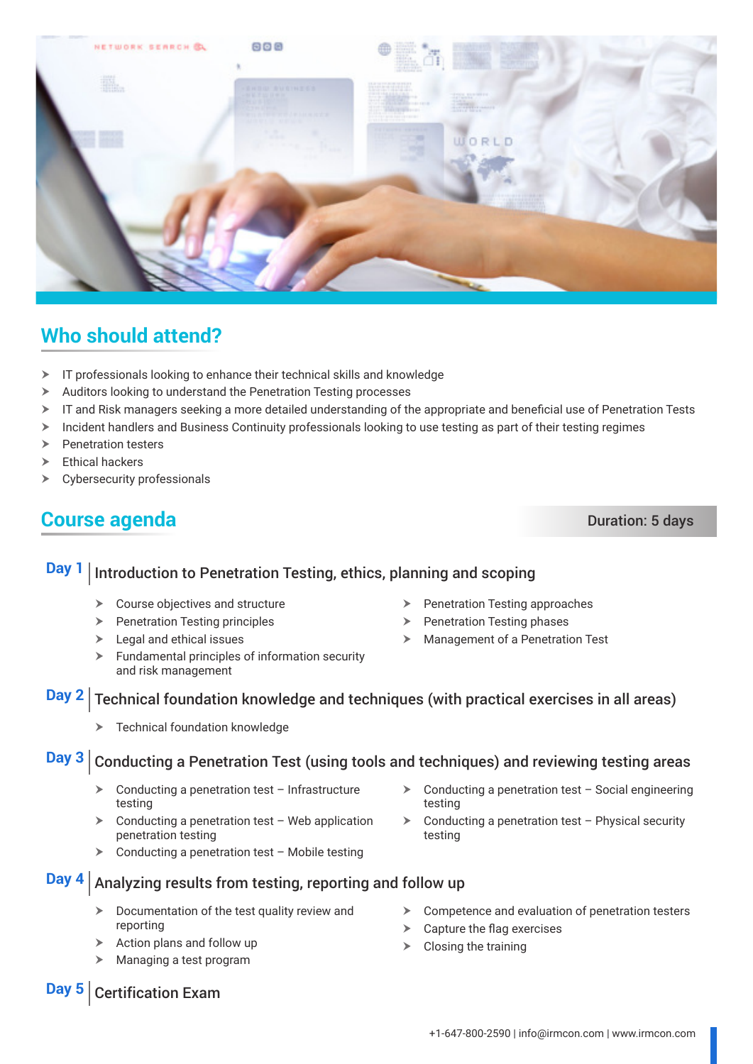## Who should attend?

- IT professionals looking to enhance their technical skills and knowledge
- Auditors looking to understand the Penetration Testing processes
- IT and Risk managers seeking a more detailed understanding of the appropriate and beneficial use of Penetration Tests
- Incident handlers and Business Continuity professionals looking to use testing as part of their testing regimes
- Penetration testers
- Ethical hackers
- Cybersecurity professionals

## Course agenda

**Duration: 5 days**

### Day 1 | Introduction to Penetration Testing, ethics, planning and scoping

- Course objectives and structure
- Penetration Testing principles
- Legal and ethical issues
- Fundamental principles of information security and risk management
- Penetration Testing approaches
- Penetration Testing phases
- Management of a Penetration Test

### Day 2 | Technical foundation knowledge and techniques (with practical exercises in all areas)

- Technical foundation knowledge

### Day 3 | Conducting a Penetration Test (using tools and techniques) and reviewing testing areas

- Conducting a penetration test – Infrastructure testing
- Conducting a penetration test – Web application penetration testing
- Conducting a penetration test – Mobile testing
- Conducting a penetration test – Social engineering testing
- Conducting a penetration test – Physical security testing

### Day 4 | Analyzing results from testing, reporting and follow up

- Documentation of the test quality review and reporting
- Action plans and follow up
- Managing a test program
- Competence and evaluation of penetration testers
- Capture the flag exercises
- Closing the training

### Day 5 | Certification Exam

+1-647-800-2590 | info@irmcon.com | www.irmcon.com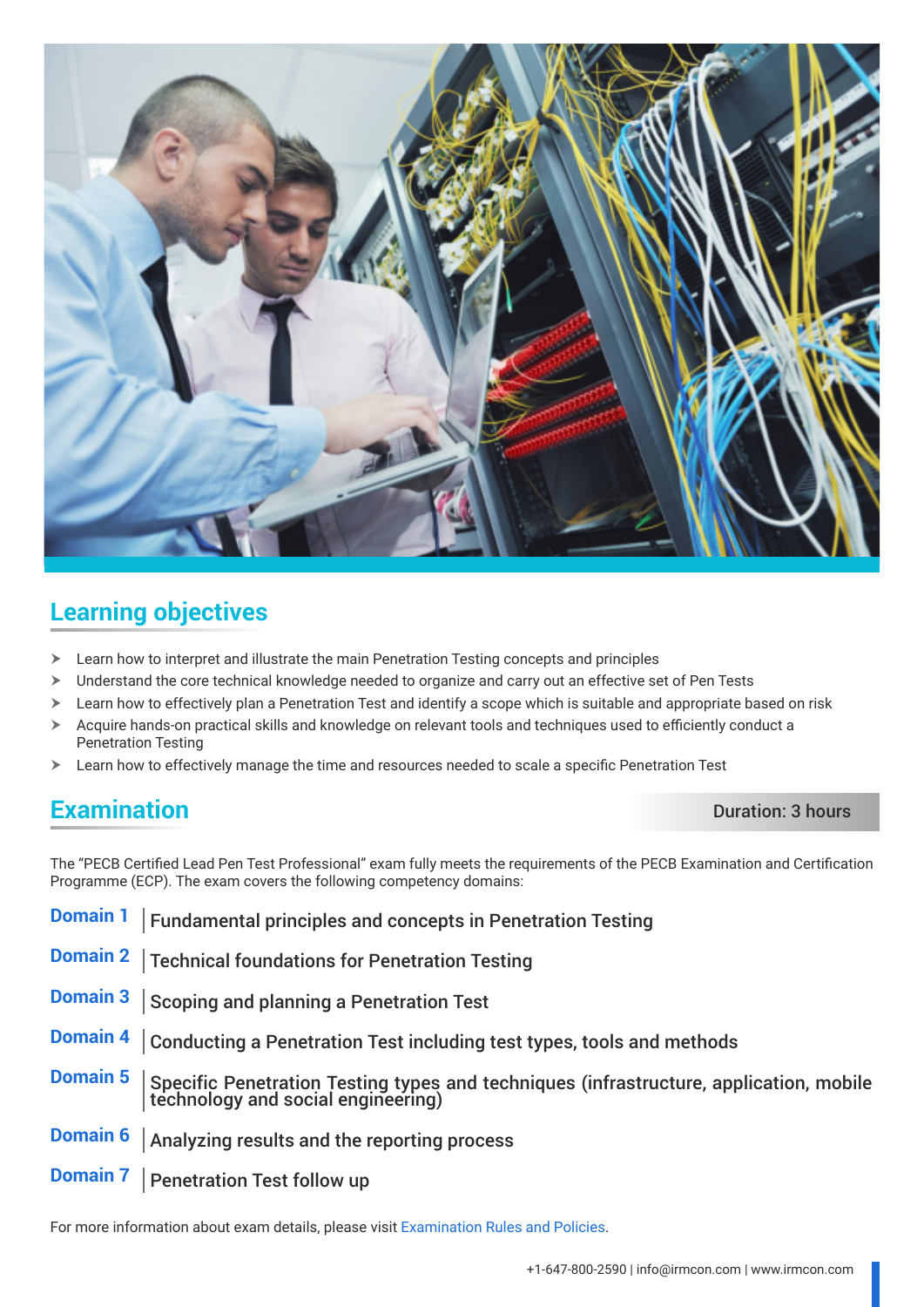## Learning objectives

- Learn how to interpret and illustrate the main Penetration Testing concepts and principles
- Understand the core technical knowledge needed to organize and carry out an effective set of Pen Tests
- Learn how to effectively plan a Penetration Test and identify a scope which is suitable and appropriate based on risk
- Acquire hands-on practical skills and knowledge on relevant tools and techniques used to efficiently conduct a Penetration Testing
- Learn how to effectively manage the time and resources needed to scale a specific Penetration Test

## Examination

Duration: 3 hours

The “PECB Certified Lead Pen Test Professional” exam fully meets the requirements of the PECB Examination and Certification Programme (ECP). The exam covers the following competency domains:

**Domain 1** | Fundamental principles and concepts in Penetration Testing

**Domain 2** | Technical foundations for Penetration Testing

**Domain 3** | Scoping and planning a Penetration Test

**Domain 4** | Conducting a Penetration Test including test types, tools and methods

**Domain 5** | Specific Penetration Testing types and techniques (infrastructure, application, mobile technology and social engineering)

**Domain 6** | Analyzing results and the reporting process

**Domain 7** | Penetration Test follow up

For more information about exam details, please visit Examination Rules and Policies.

+1-647-800-2590 | info@irmcon.com | www.irmcon.com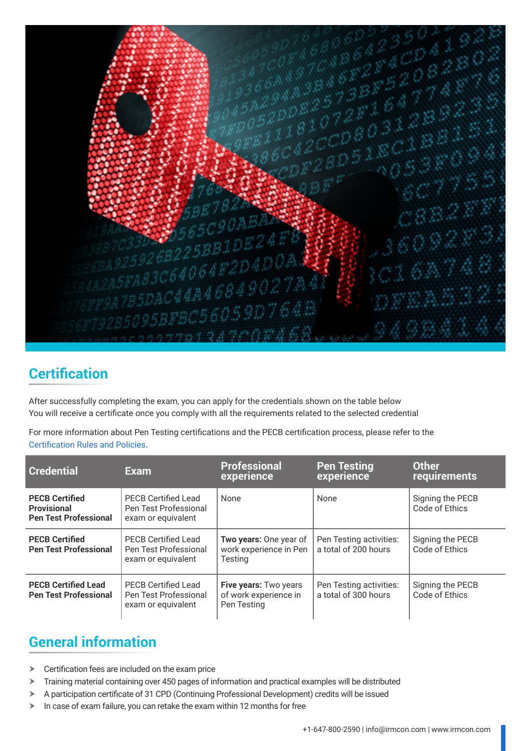## Certification

After successfully completing the exam, you can apply for the credentials shown on the table below
You will receive a certificate once you comply with all the requirements related to the selected credential

For more information about Pen Testing certifications and the PECB certification process, please refer to the Certification Rules and Policies.

| Credential | Exam | Professional experience | Pen Testing experience | Other requirements |
|---|---|---|---|---|
| **PECB Certified Provisional Pen Test Professional** | PECB Certified Lead Pen Test Professional exam or equivalent | None | None | Signing the PECB Code of Ethics |
| **PECB Certified Pen Test Professional** | PECB Certified Lead Pen Test Professional exam or equivalent | **Two years:** One year of work experience in Pen Testing | Pen Testing activities: a total of 200 hours | Signing the PECB Code of Ethics |
| **PECB Certified Lead Pen Test Professional** | PECB Certified Lead Pen Test Professional exam or equivalent | **Five years:** Two years of work experience in Pen Testing | Pen Testing activities: a total of 300 hours | Signing the PECB Code of Ethics |

## General information

- Certification fees are included on the exam price
- Training material containing over 450 pages of information and practical examples will be distributed
- A participation certificate of 31 CPD (Continuing Professional Development) credits will be issued
- In case of exam failure, you can retake the exam within 12 months for free

+1-647-800-2590 | info@irmcon.com | www.irmcon.com